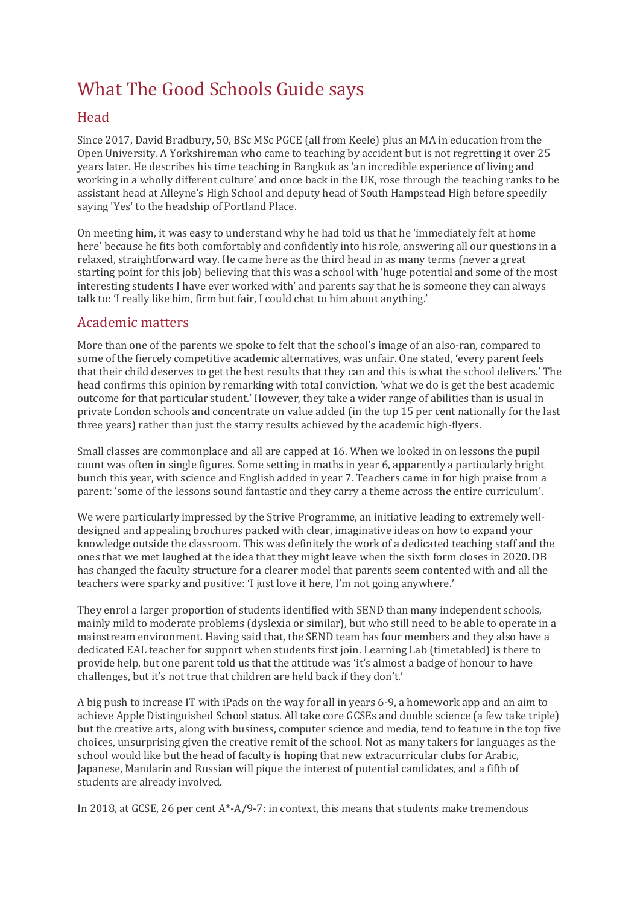# What The Good Schools Guide says

## Head

Since 2017, David Bradbury, 50, BSc MSc PGCE (all from Keele) plus an MA in education from the Open University. A Yorkshireman who came to teaching by accident but is not regretting it over 25 years later. He describes his time teaching in Bangkok as 'an incredible experience of living and working in a wholly different culture' and once back in the UK, rose through the teaching ranks to be assistant head at Alleyne's High School and deputy head of South Hampstead High before speedily saying 'Yes' to the headship of Portland Place.

On meeting him, it was easy to understand why he had told us that he 'immediately felt at home here' because he fits both comfortably and confidently into his role, answering all our questions in a relaxed, straightforward way. He came here as the third head in as many terms (never a great starting point for this job) believing that this was a school with 'huge potential and some of the most interesting students I have ever worked with' and parents say that he is someone they can always talk to: 'I really like him, firm but fair, I could chat to him about anything.'

## Academic matters

More than one of the parents we spoke to felt that the school's image of an also-ran, compared to some of the fiercely competitive academic alternatives, was unfair. One stated, 'every parent feels that their child deserves to get the best results that they can and this is what the school delivers.' The head confirms this opinion by remarking with total conviction, 'what we do is get the best academic outcome for that particular student.' However, they take a wider range of abilities than is usual in private London schools and concentrate on value added (in the top 15 per cent nationally for the last three years) rather than just the starry results achieved by the academic high-flyers.

Small classes are commonplace and all are capped at 16. When we looked in on lessons the pupil count was often in single figures. Some setting in maths in year 6, apparently a particularly bright bunch this year, with science and English added in year 7. Teachers came in for high praise from a parent: 'some of the lessons sound fantastic and they carry a theme across the entire curriculum'.

We were particularly impressed by the Strive Programme, an initiative leading to extremely well-designed and appealing brochures packed with clear, imaginative ideas on how to expand your knowledge outside the classroom. This was definitely the work of a dedicated teaching staff and the ones that we met laughed at the idea that they might leave when the sixth form closes in 2020. DB has changed the faculty structure for a clearer model that parents seem contented with and all the teachers were sparky and positive: 'I just love it here, I'm not going anywhere.'

They enrol a larger proportion of students identified with SEND than many independent schools, mainly mild to moderate problems (dyslexia or similar), but who still need to be able to operate in a mainstream environment. Having said that, the SEND team has four members and they also have a dedicated EAL teacher for support when students first join. Learning Lab (timetabled) is there to provide help, but one parent told us that the attitude was 'it's almost a badge of honour to have challenges, but it's not true that children are held back if they don't.'

A big push to increase IT with iPads on the way for all in years 6-9, a homework app and an aim to achieve Apple Distinguished School status. All take core GCSEs and double science (a few take triple) but the creative arts, along with business, computer science and media, tend to feature in the top five choices, unsurprising given the creative remit of the school. Not as many takers for languages as the school would like but the head of faculty is hoping that new extracurricular clubs for Arabic, Japanese, Mandarin and Russian will pique the interest of potential candidates, and a fifth of students are already involved.

In 2018, at GCSE, 26 per cent A*-A/9-7: in context, this means that students make tremendous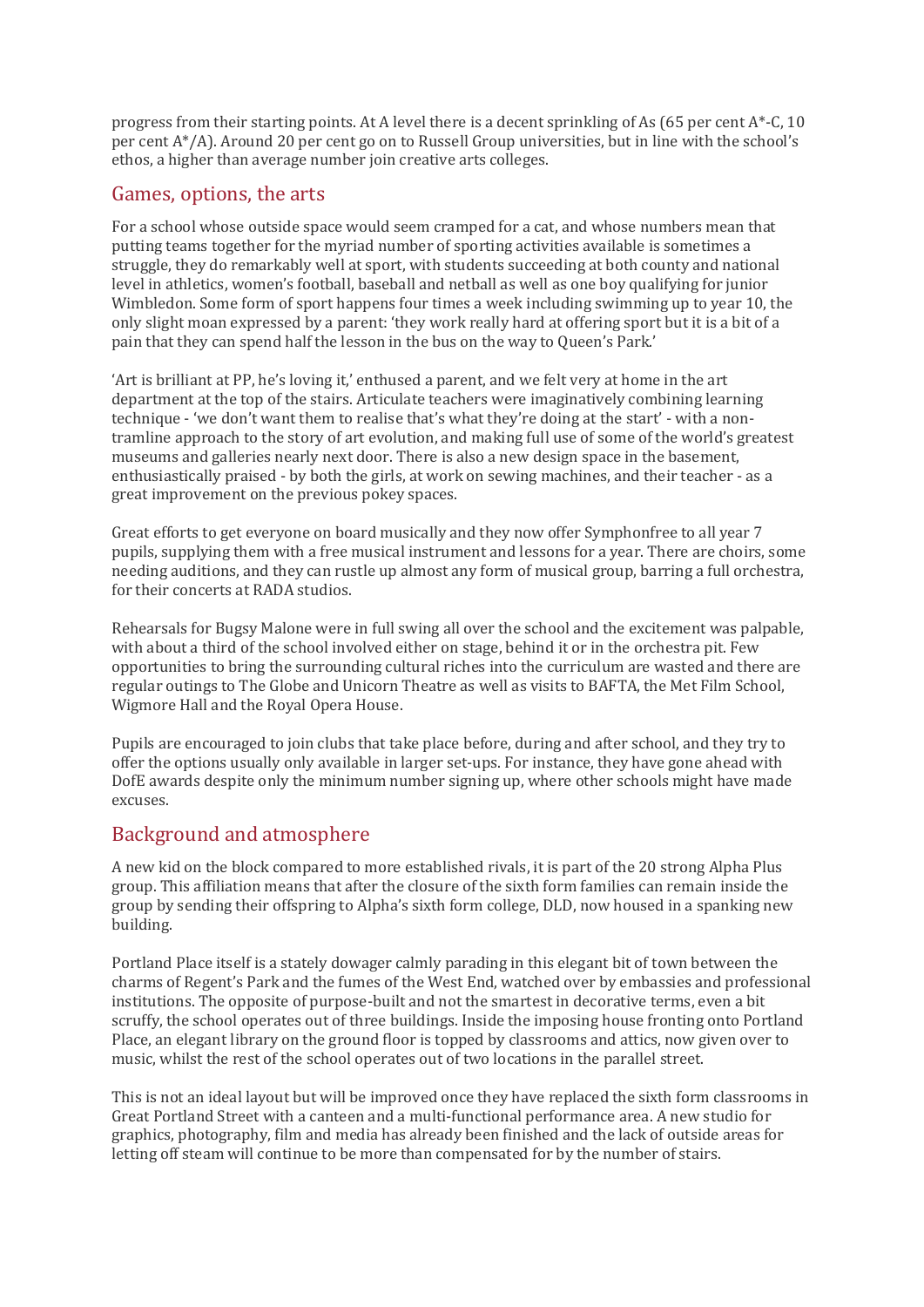progress from their starting points. At A level there is a decent sprinkling of As (65 per cent A*-C, 10 per cent A*/A). Around 20 per cent go on to Russell Group universities, but in line with the school's ethos, a higher than average number join creative arts colleges.

## Games, options, the arts

For a school whose outside space would seem cramped for a cat, and whose numbers mean that putting teams together for the myriad number of sporting activities available is sometimes a struggle, they do remarkably well at sport, with students succeeding at both county and national level in athletics, women's football, baseball and netball as well as one boy qualifying for junior Wimbledon. Some form of sport happens four times a week including swimming up to year 10, the only slight moan expressed by a parent: 'they work really hard at offering sport but it is a bit of a pain that they can spend half the lesson in the bus on the way to Queen's Park.'

'Art is brilliant at PP, he's loving it,' enthused a parent, and we felt very at home in the art department at the top of the stairs. Articulate teachers were imaginatively combining learning technique - 'we don't want them to realise that's what they're doing at the start' - with a non-tramline approach to the story of art evolution, and making full use of some of the world's greatest museums and galleries nearly next door. There is also a new design space in the basement, enthusiastically praised - by both the girls, at work on sewing machines, and their teacher - as a great improvement on the previous pokey spaces.

Great efforts to get everyone on board musically and they now offer Symphonfree to all year 7 pupils, supplying them with a free musical instrument and lessons for a year. There are choirs, some needing auditions, and they can rustle up almost any form of musical group, barring a full orchestra, for their concerts at RADA studios.

Rehearsals for Bugsy Malone were in full swing all over the school and the excitement was palpable, with about a third of the school involved either on stage, behind it or in the orchestra pit. Few opportunities to bring the surrounding cultural riches into the curriculum are wasted and there are regular outings to The Globe and Unicorn Theatre as well as visits to BAFTA, the Met Film School, Wigmore Hall and the Royal Opera House.

Pupils are encouraged to join clubs that take place before, during and after school, and they try to offer the options usually only available in larger set-ups. For instance, they have gone ahead with DofE awards despite only the minimum number signing up, where other schools might have made excuses.

## Background and atmosphere

A new kid on the block compared to more established rivals, it is part of the 20 strong Alpha Plus group. This affiliation means that after the closure of the sixth form families can remain inside the group by sending their offspring to Alpha's sixth form college, DLD, now housed in a spanking new building.

Portland Place itself is a stately dowager calmly parading in this elegant bit of town between the charms of Regent's Park and the fumes of the West End, watched over by embassies and professional institutions. The opposite of purpose-built and not the smartest in decorative terms, even a bit scruffy, the school operates out of three buildings. Inside the imposing house fronting onto Portland Place, an elegant library on the ground floor is topped by classrooms and attics, now given over to music, whilst the rest of the school operates out of two locations in the parallel street.

This is not an ideal layout but will be improved once they have replaced the sixth form classrooms in Great Portland Street with a canteen and a multi-functional performance area. A new studio for graphics, photography, film and media has already been finished and the lack of outside areas for letting off steam will continue to be more than compensated for by the number of stairs.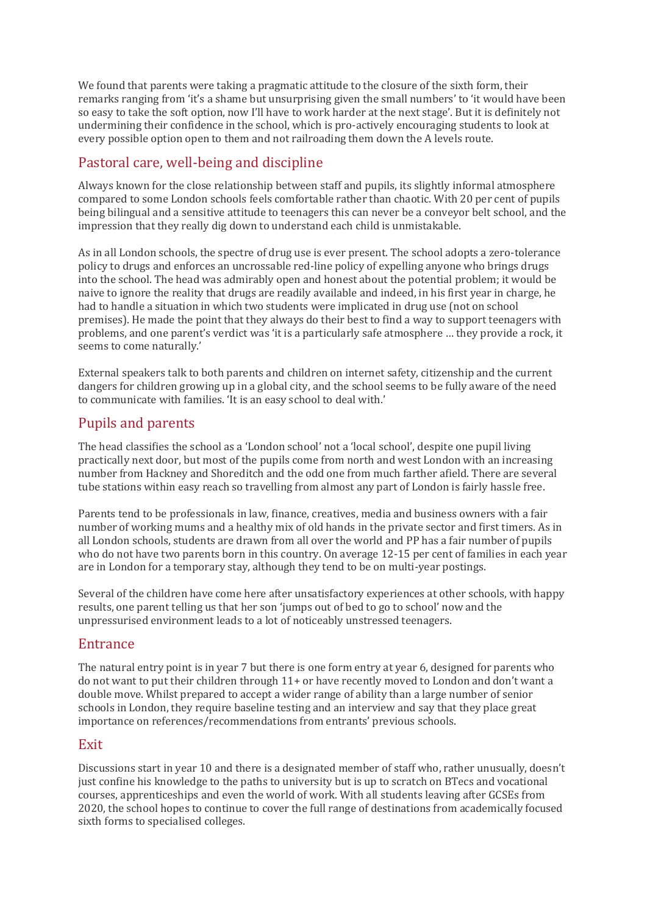We found that parents were taking a pragmatic attitude to the closure of the sixth form, their remarks ranging from 'it's a shame but unsurprising given the small numbers' to 'it would have been so easy to take the soft option, now I'll have to work harder at the next stage'. But it is definitely not undermining their confidence in the school, which is pro-actively encouraging students to look at every possible option open to them and not railroading them down the A levels route.

## Pastoral care, well-being and discipline

Always known for the close relationship between staff and pupils, its slightly informal atmosphere compared to some London schools feels comfortable rather than chaotic. With 20 per cent of pupils being bilingual and a sensitive attitude to teenagers this can never be a conveyor belt school, and the impression that they really dig down to understand each child is unmistakable.

As in all London schools, the spectre of drug use is ever present. The school adopts a zero-tolerance policy to drugs and enforces an uncrossable red-line policy of expelling anyone who brings drugs into the school. The head was admirably open and honest about the potential problem; it would be naive to ignore the reality that drugs are readily available and indeed, in his first year in charge, he had to handle a situation in which two students were implicated in drug use (not on school premises). He made the point that they always do their best to find a way to support teenagers with problems, and one parent's verdict was 'it is a particularly safe atmosphere … they provide a rock, it seems to come naturally.'

External speakers talk to both parents and children on internet safety, citizenship and the current dangers for children growing up in a global city, and the school seems to be fully aware of the need to communicate with families. 'It is an easy school to deal with.'

## Pupils and parents

The head classifies the school as a 'London school' not a 'local school', despite one pupil living practically next door, but most of the pupils come from north and west London with an increasing number from Hackney and Shoreditch and the odd one from much farther afield. There are several tube stations within easy reach so travelling from almost any part of London is fairly hassle free.

Parents tend to be professionals in law, finance, creatives, media and business owners with a fair number of working mums and a healthy mix of old hands in the private sector and first timers. As in all London schools, students are drawn from all over the world and PP has a fair number of pupils who do not have two parents born in this country. On average 12-15 per cent of families in each year are in London for a temporary stay, although they tend to be on multi-year postings.

Several of the children have come here after unsatisfactory experiences at other schools, with happy results, one parent telling us that her son 'jumps out of bed to go to school' now and the unpressurised environment leads to a lot of noticeably unstressed teenagers.

## Entrance

The natural entry point is in year 7 but there is one form entry at year 6, designed for parents who do not want to put their children through 11+ or have recently moved to London and don't want a double move. Whilst prepared to accept a wider range of ability than a large number of senior schools in London, they require baseline testing and an interview and say that they place great importance on references/recommendations from entrants' previous schools.

## Exit

Discussions start in year 10 and there is a designated member of staff who, rather unusually, doesn't just confine his knowledge to the paths to university but is up to scratch on BTecs and vocational courses, apprenticeships and even the world of work. With all students leaving after GCSEs from 2020, the school hopes to continue to cover the full range of destinations from academically focused sixth forms to specialised colleges.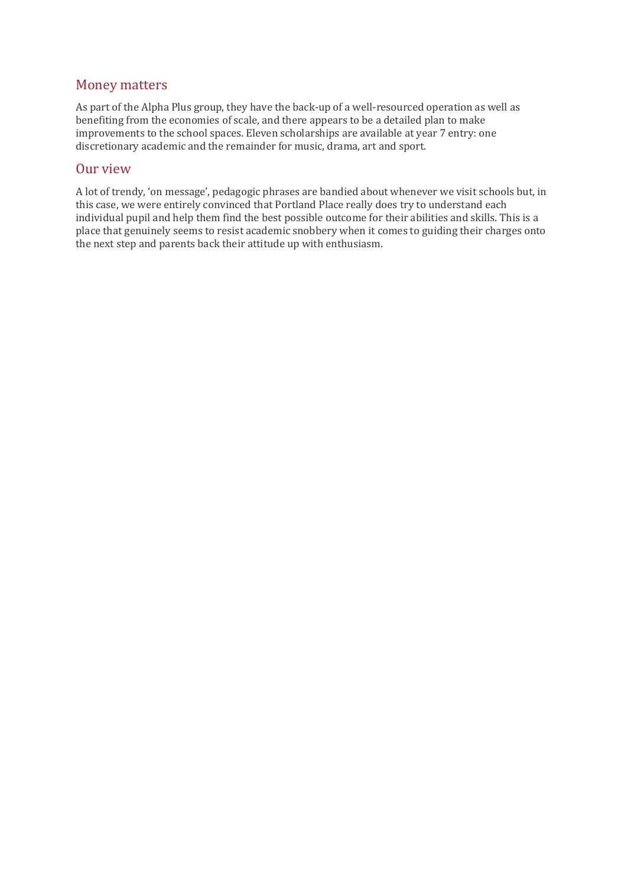## Money matters

As part of the Alpha Plus group, they have the back-up of a well-resourced operation as well as benefiting from the economies of scale, and there appears to be a detailed plan to make improvements to the school spaces. Eleven scholarships are available at year 7 entry: one discretionary academic and the remainder for music, drama, art and sport.

## Our view

A lot of trendy, 'on message', pedagogic phrases are bandied about whenever we visit schools but, in this case, we were entirely convinced that Portland Place really does try to understand each individual pupil and help them find the best possible outcome for their abilities and skills. This is a place that genuinely seems to resist academic snobbery when it comes to guiding their charges onto the next step and parents back their attitude up with enthusiasm.